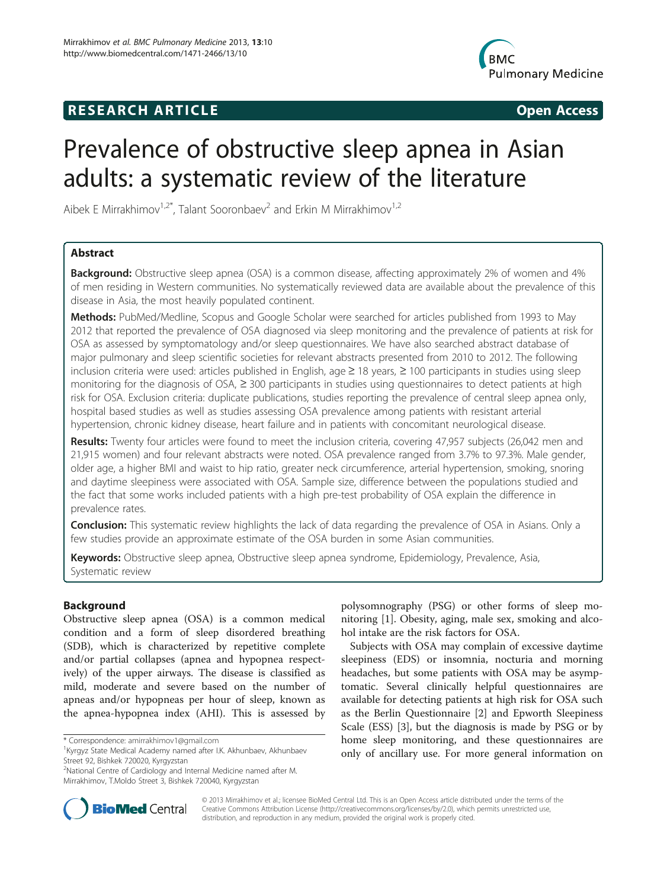# Prevalence of obstructive sleep apnea in Asian adults: a systematic review of the literature

**RESEARCH ARTICLE** **Open Access**

Aibek E Mirrakhimov[1,2*], Talant Sooronbaev[2] and Erkin M Mirrakhimov[1,2]

## Abstract

**Background:** Obstructive sleep apnea (OSA) is a common disease, affecting approximately 2% of women and 4% of men residing in Western communities. No systematically reviewed data are available about the prevalence of this disease in Asia, the most heavily populated continent.

**Methods:** PubMed/Medline, Scopus and Google Scholar were searched for articles published from 1993 to May 2012 that reported the prevalence of OSA diagnosed via sleep monitoring and the prevalence of patients at risk for OSA as assessed by symptomatology and/or sleep questionnaires. We have also searched abstract database of major pulmonary and sleep scientific societies for relevant abstracts presented from 2010 to 2012. The following inclusion criteria were used: articles published in English, age ≥ 18 years, ≥ 100 participants in studies using sleep monitoring for the diagnosis of OSA, ≥ 300 participants in studies using questionnaires to detect patients at high risk for OSA. Exclusion criteria: duplicate publications, studies reporting the prevalence of central sleep apnea only, hospital based studies as well as studies assessing OSA prevalence among patients with resistant arterial hypertension, chronic kidney disease, heart failure and in patients with concomitant neurological disease.

**Results:** Twenty four articles were found to meet the inclusion criteria, covering 47,957 subjects (26,042 men and 21,915 women) and four relevant abstracts were noted. OSA prevalence ranged from 3.7% to 97.3%. Male gender, older age, a higher BMI and waist to hip ratio, greater neck circumference, arterial hypertension, smoking, snoring and daytime sleepiness were associated with OSA. Sample size, difference between the populations studied and the fact that some works included patients with a high pre-test probability of OSA explain the difference in prevalence rates.

**Conclusion:** This systematic review highlights the lack of data regarding the prevalence of OSA in Asians. Only a few studies provide an approximate estimate of the OSA burden in some Asian communities.

**Keywords:** Obstructive sleep apnea, Obstructive sleep apnea syndrome, Epidemiology, Prevalence, Asia, Systematic review

## Background

Obstructive sleep apnea (OSA) is a common medical condition and a form of sleep disordered breathing (SDB), which is characterized by repetitive complete and/or partial collapses (apnea and hypopnea respectively) of the upper airways. The disease is classified as mild, moderate and severe based on the number of apneas and/or hypopneas per hour of sleep, known as the apnea-hypopnea index (AHI). This is assessed by polysomnography (PSG) or other forms of sleep monitoring [1]. Obesity, aging, male sex, smoking and alcohol intake are the risk factors for OSA.

Subjects with OSA may complain of excessive daytime sleepiness (EDS) or insomnia, nocturia and morning headaches, but some patients with OSA may be asymptomatic. Several clinically helpful questionnaires are available for detecting patients at high risk for OSA such as the Berlin Questionnaire [2] and Epworth Sleepiness Scale (ESS) [3], but the diagnosis is made by PSG or by home sleep monitoring, and these questionnaires are only of ancillary use. For more general information on

\* Correspondence: amirrakhimov1@gmail.com
[1]Kyrgyz State Medical Academy named after I.K. Akhunbaev, Akhunbaev Street 92, Bishkek 720020, Kyrgyzstan
[2]National Centre of Cardiology and Internal Medicine named after M. Mirrakhimov, T.Moldo Street 3, Bishkek 720040, Kyrgyzstan

© 2013 Mirrakhimov et al.; licensee BioMed Central Ltd. This is an Open Access article distributed under the terms of the Creative Commons Attribution License (http://creativecommons.org/licenses/by/2.0), which permits unrestricted use, distribution, and reproduction in any medium, provided the original work is properly cited.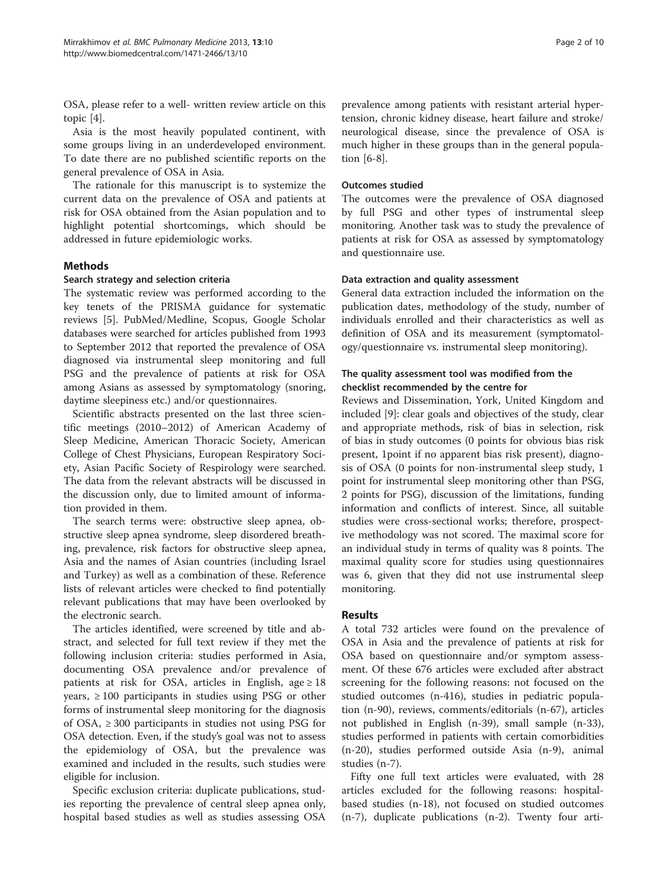OSA, please refer to a well- written review article on this topic [4].

Asia is the most heavily populated continent, with some groups living in an underdeveloped environment. To date there are no published scientific reports on the general prevalence of OSA in Asia.

The rationale for this manuscript is to systemize the current data on the prevalence of OSA and patients at risk for OSA obtained from the Asian population and to highlight potential shortcomings, which should be addressed in future epidemiologic works.

## Methods

### Search strategy and selection criteria

The systematic review was performed according to the key tenets of the PRISMA guidance for systematic reviews [5]. PubMed/Medline, Scopus, Google Scholar databases were searched for articles published from 1993 to September 2012 that reported the prevalence of OSA diagnosed via instrumental sleep monitoring and full PSG and the prevalence of patients at risk for OSA among Asians as assessed by symptomatology (snoring, daytime sleepiness etc.) and/or questionnaires.

Scientific abstracts presented on the last three scientific meetings (2010–2012) of American Academy of Sleep Medicine, American Thoracic Society, American College of Chest Physicians, European Respiratory Society, Asian Pacific Society of Respirology were searched. The data from the relevant abstracts will be discussed in the discussion only, due to limited amount of information provided in them.

The search terms were: obstructive sleep apnea, obstructive sleep apnea syndrome, sleep disordered breathing, prevalence, risk factors for obstructive sleep apnea, Asia and the names of Asian countries (including Israel and Turkey) as well as a combination of these. Reference lists of relevant articles were checked to find potentially relevant publications that may have been overlooked by the electronic search.

The articles identified, were screened by title and abstract, and selected for full text review if they met the following inclusion criteria: studies performed in Asia, documenting OSA prevalence and/or prevalence of patients at risk for OSA, articles in English, age ≥ 18 years, ≥ 100 participants in studies using PSG or other forms of instrumental sleep monitoring for the diagnosis of OSA, ≥ 300 participants in studies not using PSG for OSA detection. Even, if the study's goal was not to assess the epidemiology of OSA, but the prevalence was examined and included in the results, such studies were eligible for inclusion.

Specific exclusion criteria: duplicate publications, studies reporting the prevalence of central sleep apnea only, hospital based studies as well as studies assessing OSA prevalence among patients with resistant arterial hypertension, chronic kidney disease, heart failure and stroke/neurological disease, since the prevalence of OSA is much higher in these groups than in the general population [6-8].

### Outcomes studied

The outcomes were the prevalence of OSA diagnosed by full PSG and other types of instrumental sleep monitoring. Another task was to study the prevalence of patients at risk for OSA as assessed by symptomatology and questionnaire use.

### Data extraction and quality assessment

General data extraction included the information on the publication dates, methodology of the study, number of individuals enrolled and their characteristics as well as definition of OSA and its measurement (symptomatology/questionnaire vs. instrumental sleep monitoring).

### The quality assessment tool was modified from the checklist recommended by the centre for

Reviews and Dissemination, York, United Kingdom and included [9]: clear goals and objectives of the study, clear and appropriate methods, risk of bias in selection, risk of bias in study outcomes (0 points for obvious bias risk present, 1point if no apparent bias risk present), diagnosis of OSA (0 points for non-instrumental sleep study, 1 point for instrumental sleep monitoring other than PSG, 2 points for PSG), discussion of the limitations, funding information and conflicts of interest. Since, all suitable studies were cross-sectional works; therefore, prospective methodology was not scored. The maximal score for an individual study in terms of quality was 8 points. The maximal quality score for studies using questionnaires was 6, given that they did not use instrumental sleep monitoring.

## Results

A total 732 articles were found on the prevalence of OSA in Asia and the prevalence of patients at risk for OSA based on questionnaire and/or symptom assessment. Of these 676 articles were excluded after abstract screening for the following reasons: not focused on the studied outcomes (n-416), studies in pediatric population (n-90), reviews, comments/editorials (n-67), articles not published in English (n-39), small sample (n-33), studies performed in patients with certain comorbidities (n-20), studies performed outside Asia (n-9), animal studies (n-7).

Fifty one full text articles were evaluated, with 28 articles excluded for the following reasons: hospital-based studies (n-18), not focused on studied outcomes (n-7), duplicate publications (n-2). Twenty four arti-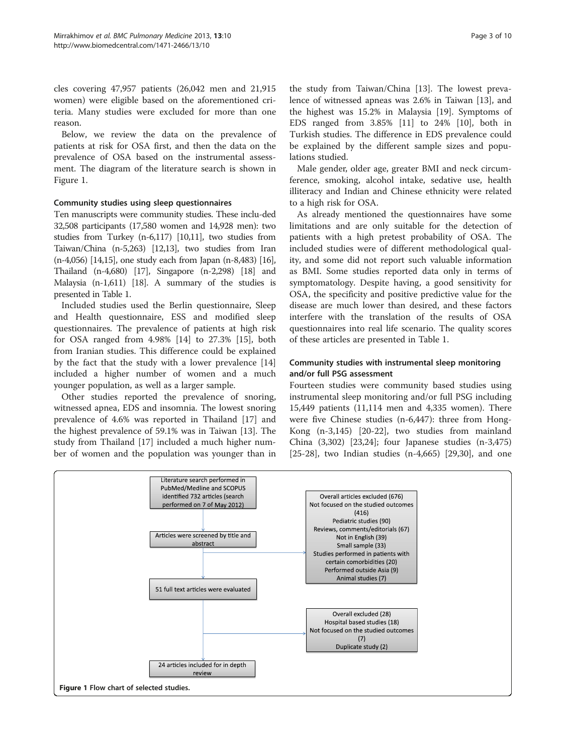cles covering 47,957 patients (26,042 men and 21,915 women) were eligible based on the aforementioned criteria. Many studies were excluded for more than one reason.

Below, we review the data on the prevalence of patients at risk for OSA first, and then the data on the prevalence of OSA based on the instrumental assessment. The diagram of the literature search is shown in Figure 1.

### Community studies using sleep questionnaires

Ten manuscripts were community studies. These included 32,508 participants (17,580 women and 14,928 men): two studies from Turkey (n-6,117) [10,11], two studies from Taiwan/China (n-5,263) [12,13], two studies from Iran (n-4,056) [14,15], one study each from Japan (n-8,483) [16], Thailand (n-4,680) [17], Singapore (n-2,298) [18] and Malaysia (n-1,611) [18]. A summary of the studies is presented in Table 1.

Included studies used the Berlin questionnaire, Sleep and Health questionnaire, ESS and modified sleep questionnaires. The prevalence of patients at high risk for OSA ranged from 4.98% [14] to 27.3% [15], both from Iranian studies. This difference could be explained by the fact that the study with a lower prevalence [14] included a higher number of women and a much younger population, as well as a larger sample.

Other studies reported the prevalence of snoring, witnessed apnea, EDS and insomnia. The lowest snoring prevalence of 4.6% was reported in Thailand [17] and the highest prevalence of 59.1% was in Taiwan [13]. The study from Thailand [17] included a much higher number of women and the population was younger than in the study from Taiwan/China [13]. The lowest prevalence of witnessed apneas was 2.6% in Taiwan [13], and the highest was 15.2% in Malaysia [19]. Symptoms of EDS ranged from 3.85% [11] to 24% [10], both in Turkish studies. The difference in EDS prevalence could be explained by the different sample sizes and populations studied.

Male gender, older age, greater BMI and neck circumference, smoking, alcohol intake, sedative use, health illiteracy and Indian and Chinese ethnicity were related to a high risk for OSA.

As already mentioned the questionnaires have some limitations and are only suitable for the detection of patients with a high pretest probability of OSA. The included studies were of different methodological quality, and some did not report such valuable information as BMI. Some studies reported data only in terms of symptomatology. Despite having, a good sensitivity for OSA, the specificity and positive predictive value for the disease are much lower than desired, and these factors interfere with the translation of the results of OSA questionnaires into real life scenario. The quality scores of these articles are presented in Table 1.

### Community studies with instrumental sleep monitoring and/or full PSG assessment

Fourteen studies were community based studies using instrumental sleep monitoring and/or full PSG including 15,449 patients (11,114 men and 4,335 women). There were five Chinese studies (n-6,447): three from Hong-Kong (n-3,145) [20-22], two studies from mainland China (3,302) [23,24]; four Japanese studies (n-3,475) [25-28], two Indian studies (n-4,665) [29,30], and one

Literature search performed in PubMed/Medline and SCOPUS identified 732 articles (search performed on 7 of May 2012)

Articles were screened by title and abstract

Overall articles excluded (676)
Not focused on the studied outcomes (416)
Pediatric studies (90)
Reviews, comments/editorials (67)
Not in English (39)
Small sample (33)
Studies performed in patients with certain comorbidities (20)
Performed outside Asia (9)
Animal studies (7)

51 full text articles were evaluated

Overall excluded (28)
Hospital based studies (18)
Not focused on the studied outcomes (7)
Duplicate study (2)

24 articles included for in depth review

**Figure 1** Flow chart of selected studies.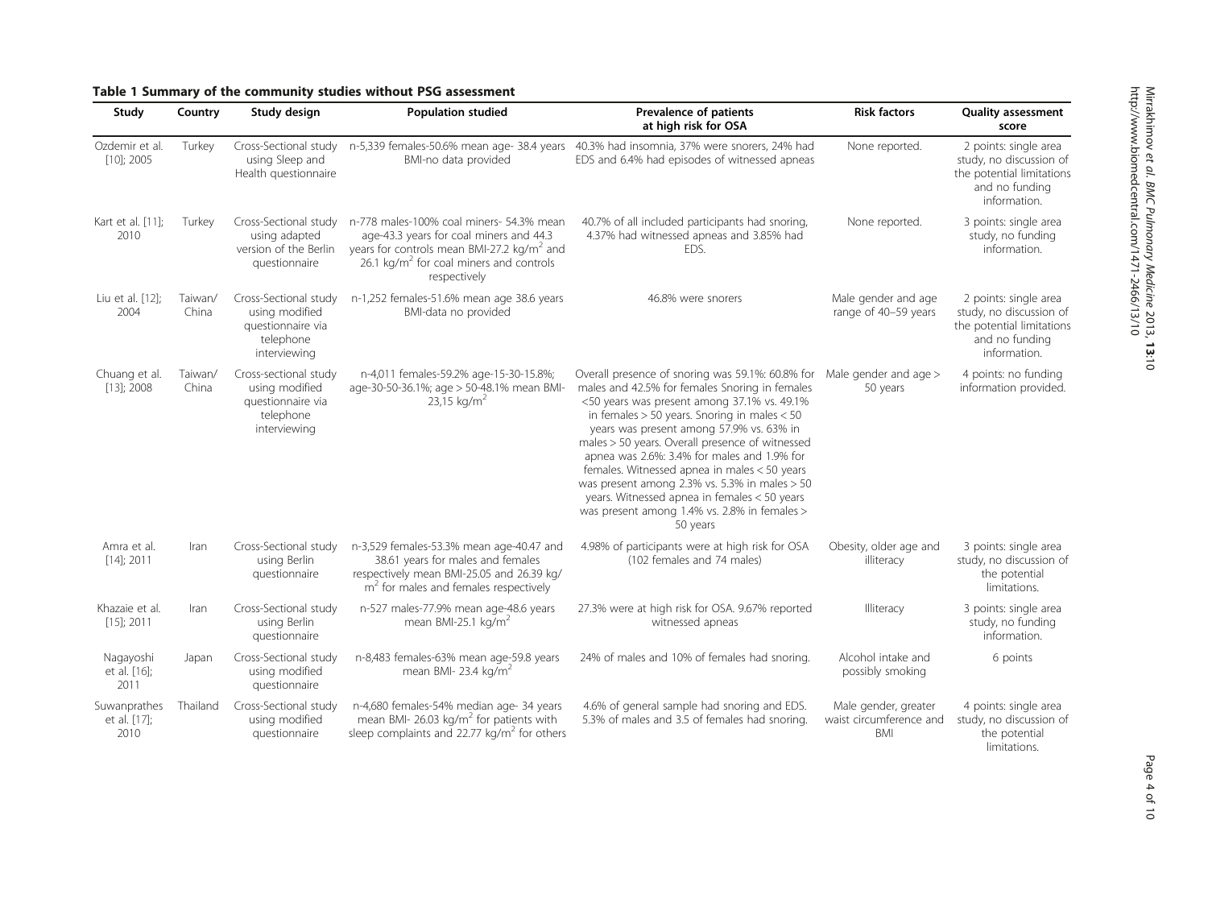**Table 1 Summary of the community studies without PSG assessment**

| Study | Country | Study design | Population studied | Prevalence of patients at high risk for OSA | Risk factors | Quality assessment score |
|---|---|---|---|---|---|---|
| Ozdemir et al. [10]; 2005 | Turkey | Cross-Sectional study using Sleep and Health questionnaire | n-5,339 females-50.6% mean age- 38.4 years BMI-no data provided | 40.3% had insomnia, 37% were snorers, 24% had EDS and 6.4% had episodes of witnessed apneas | None reported. | 2 points: single area study, no discussion of the potential limitations and no funding information. |
| Kart et al. [11]; 2010 | Turkey | Cross-Sectional study using adapted version of the Berlin questionnaire | n-778 males-100% coal miners- 54.3% mean age-43.3 years for coal miners and 44.3 years for controls mean BMI-27.2 kg/m$^2$ and 26.1 kg/m$^2$ for coal miners and controls respectively | 40.7% of all included participants had snoring, 4.37% had witnessed apneas and 3.85% had EDS. | None reported. | 3 points: single area study, no funding information. |
| Liu et al. [12]; 2004 | Taiwan/ China | Cross-Sectional study using modified questionnaire via telephone interviewing | n-1,252 females-51.6% mean age 38.6 years BMI-data no provided | 46.8% were snorers | Male gender and age range of 40–59 years | 2 points: single area study, no discussion of the potential limitations and no funding information. |
| Chuang et al. [13]; 2008 | Taiwan/ China | Cross-sectional study using modified questionnaire via telephone interviewing | n-4,011 females-59.2% age-15-30-15.8%; age-30-50-36.1%; age > 50-48.1% mean BMI-23,15 kg/m$^2$ | Overall presence of snoring was 59.1%: 60.8% for males and 42.5% for females Snoring in females <50 years was present among 37.1% vs. 49.1% in females > 50 years. Snoring in males < 50 years was present among 57.9% vs. 63% in males > 50 years. Overall presence of witnessed apnea was 2.6%: 3.4% for males and 1.9% for females. Witnessed apnea in males < 50 years was present among 2.3% vs. 5.3% in males > 50 years. Witnessed apnea in females < 50 years was present among 1.4% vs. 2.8% in females > 50 years | Male gender and age > 50 years | 4 points: no funding information provided. |
| Amra et al. [14]; 2011 | Iran | Cross-Sectional study using Berlin questionnaire | n-3,529 females-53.3% mean age-40.47 and 38.61 years for males and females respectively mean BMI-25.05 and 26.39 kg/m$^2$ for males and females respectively | 4.98% of participants were at high risk for OSA (102 females and 74 males) | Obesity, older age and illiteracy | 3 points: single area study, no discussion of the potential limitations. |
| Khazaie et al. [15]; 2011 | Iran | Cross-Sectional study using Berlin questionnaire | n-527 males-77.9% mean age-48.6 years mean BMI-25.1 kg/m$^2$ | 27.3% were at high risk for OSA. 9.67% reported witnessed apneas | Illiteracy | 3 points: single area study, no funding information. |
| Nagayoshi et al. [16]; 2011 | Japan | Cross-Sectional study using modified questionnaire | n-8,483 females-63% mean age-59.8 years mean BMI- 23.4 kg/m$^2$ | 24% of males and 10% of females had snoring. | Alcohol intake and possibly smoking | 6 points |
| Suwanprathes et al. [17]; 2010 | Thailand | Cross-Sectional study using modified questionnaire | n-4,680 females-54% median age- 34 years mean BMI- 26.03 kg/m$^2$ for patients with sleep complaints and 22.77 kg/m$^2$ for others | 4.6% of general sample had snoring and EDS. 5.3% of males and 3.5 of females had snoring. | Male gender, greater waist circumference and BMI | 4 points: single area study, no discussion of the potential limitations. |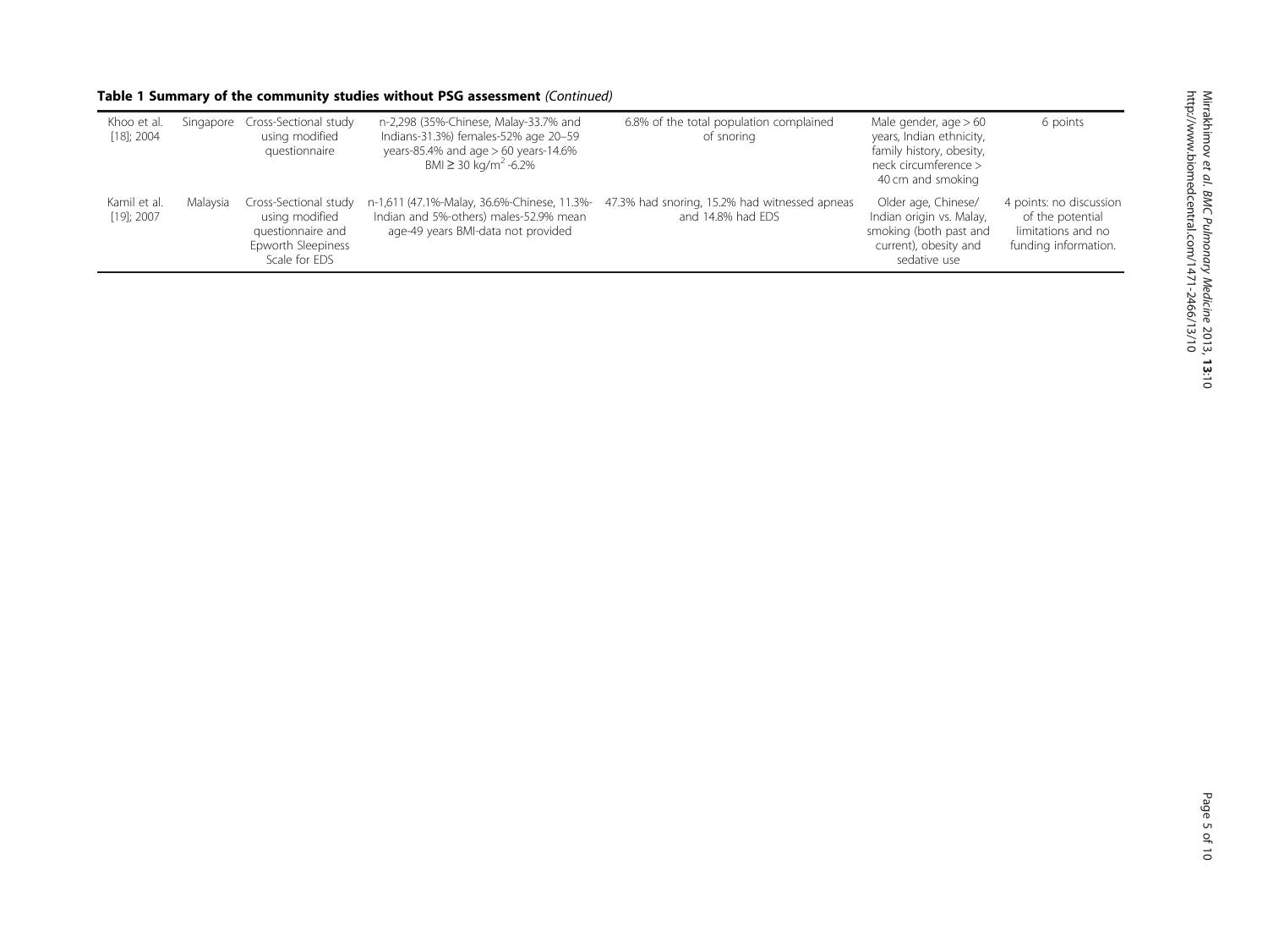**Table 1 Summary of the community studies without PSG assessment** *(Continued)*

| | | | | | | |
|---|---|---|---|---|---|---|
| Khoo et al. [18]; 2004 | Singapore | Cross-Sectional study using modified questionnaire | n-2,298 (35%-Chinese, Malay-33.7% and Indians-31.3%) females-52% age 20–59 years-85.4% and age > 60 years-14.6% BMI ≥ 30 kg/m$^2$ -6.2% | 6.8% of the total population complained of snoring | Male gender, age > 60 years, Indian ethnicity, family history, obesity, neck circumference > 40 cm and smoking | 6 points |
| Kamil et al. [19]; 2007 | Malaysia | Cross-Sectional study using modified questionnaire and Epworth Sleepiness Scale for EDS | n-1,611 (47.1%-Malay, 36.6%-Chinese, 11.3%-Indian and 5%-others) males-52.9% mean age-49 years BMI-data not provided | 47.3% had snoring, 15.2% had witnessed apneas and 14.8% had EDS | Older age, Chinese/Indian origin vs. Malay, smoking (both past and current), obesity and sedative use | 4 points: no discussion of the potential limitations and no funding information. |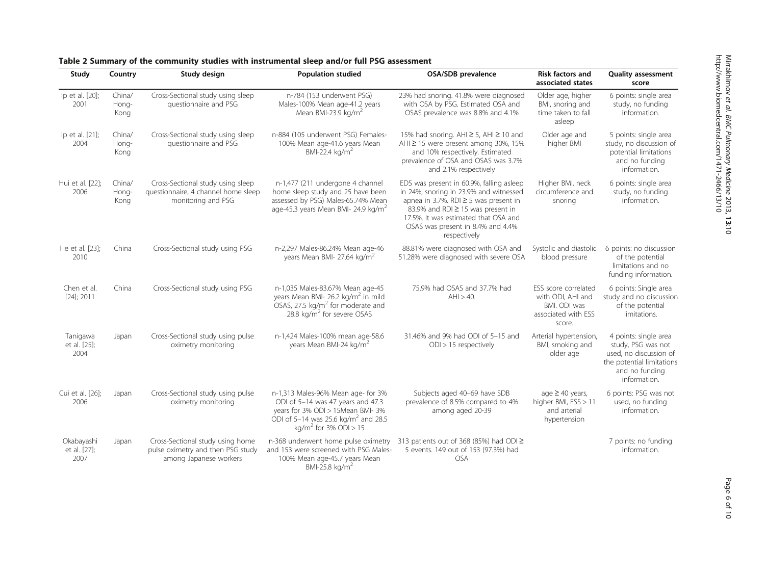**Table 2 Summary of the community studies with instrumental sleep and/or full PSG assessment**

| Study | Country | Study design | Population studied | OSA/SDB prevalence | Risk factors and associated states | Quality assessment score |
|---|---|---|---|---|---|---|
| Ip et al. [20]; 2001 | China/ Hong-Kong | Cross-Sectional study using sleep questionnaire and PSG | n-784 (153 underwent PSG) Males-100% Mean age-41.2 years Mean BMI-23.9 kg/m$^2$ | 23% had snoring. 41.8% were diagnosed with OSA by PSG. Estimated OSA and OSAS prevalence was 8.8% and 4.1% | Older age, higher BMI, snoring and time taken to fall asleep | 6 points: single area study, no funding information. |
| Ip et al. [21]; 2004 | China/ Hong-Kong | Cross-Sectional study using sleep questionnaire and PSG | n-884 (105 underwent PSG) Females-100% Mean age-41.6 years Mean BMI-22.4 kg/m$^2$ | 15% had snoring. AHI ≥ 5, AHI ≥ 10 and AHI ≥ 15 were present among 30%, 15% and 10% respectively. Estimated prevalence of OSA and OSAS was 3.7% and 2.1% respectively | Older age and higher BMI | 5 points: single area study, no discussion of potential limitations and no funding information. |
| Hui et al. [22]; 2006 | China/ Hong-Kong | Cross-Sectional study using sleep questionnaire, 4 channel home sleep monitoring and PSG | n-1,477 (211 undergone 4 channel home sleep study and 25 have been assessed by PSG) Males-65.74% Mean age-45.3 years Mean BMI- 24.9 kg/m$^2$ | EDS was present in 60.9%, falling asleep in 24%, snoring in 23.9% and witnessed apnea in 3.7%. RDI ≥ 5 was present in 83.9% and RDI ≥ 15 was present in 17.5%. It was estimated that OSA and OSAS was present in 8.4% and 4.4% respectively | Higher BMI, neck circumference and snoring | 6 points: single area study, no funding information. |
| He et al. [23]; 2010 | China | Cross-Sectional study using PSG | n-2,297 Males-86.24% Mean age-46 years Mean BMI- 27.64 kg/m$^2$ | 88.81% were diagnosed with OSA and 51.28% were diagnosed with severe OSA | Systolic and diastolic blood pressure | 6 points: no discussion of the potential limitations and no funding information. |
| Chen et al. [24]; 2011 | China | Cross-Sectional study using PSG | n-1,035 Males-83.67% Mean age-45 years Mean BMI- 26.2 kg/m$^2$ in mild OSAS, 27.5 kg/m$^2$ for moderate and 28.8 kg/m$^2$ for severe OSAS | 75.9% had OSAS and 37.7% had AHI > 40. | ESS score correlated with ODI, AHI and BMI. ODI was associated with ESS score. | 6 points: Single area study and no discussion of the potential limitations. |
| Tanigawa et al. [25]; 2004 | Japan | Cross-Sectional study using pulse oximetry monitoring | n-1,424 Males-100% mean age-58.6 years Mean BMI-24 kg/m$^2$ | 31.46% and 9% had ODI of 5–15 and ODI > 15 respectively | Arterial hypertension, BMI, smoking and older age | 4 points: single area study, PSG was not used, no discussion of the potential limitations and no funding information. |
| Cui et al. [26]; 2006 | Japan | Cross-Sectional study using pulse oximetry monitoring | n-1,313 Males-96% Mean age- for 3% ODI of 5–14 was 47 years and 47.3 years for 3% ODI > 15Mean BMI- 3% ODI of 5–14 was 25.6 kg/m$^2$ and 28.5 kg/m$^2$ for 3% ODI > 15 | Subjects aged 40–69 have SDB prevalence of 8.5% compared to 4% among aged 20-39 | age ≥ 40 years, higher BMI, ESS > 11 and arterial hypertension | 6 points: PSG was not used, no funding information. |
| Okabayashi et al. [27]; 2007 | Japan | Cross-Sectional study using home pulse oximetry and then PSG study among Japanese workers | n-368 underwent home pulse oximetry and 153 were screened with PSG Males-100% Mean age-45.7 years Mean BMI-25.8 kg/m$^2$ | 313 patients out of 368 (85%) had ODI ≥ 5 events. 149 out of 153 (97.3%) had OSA | | 7 points: no funding information. |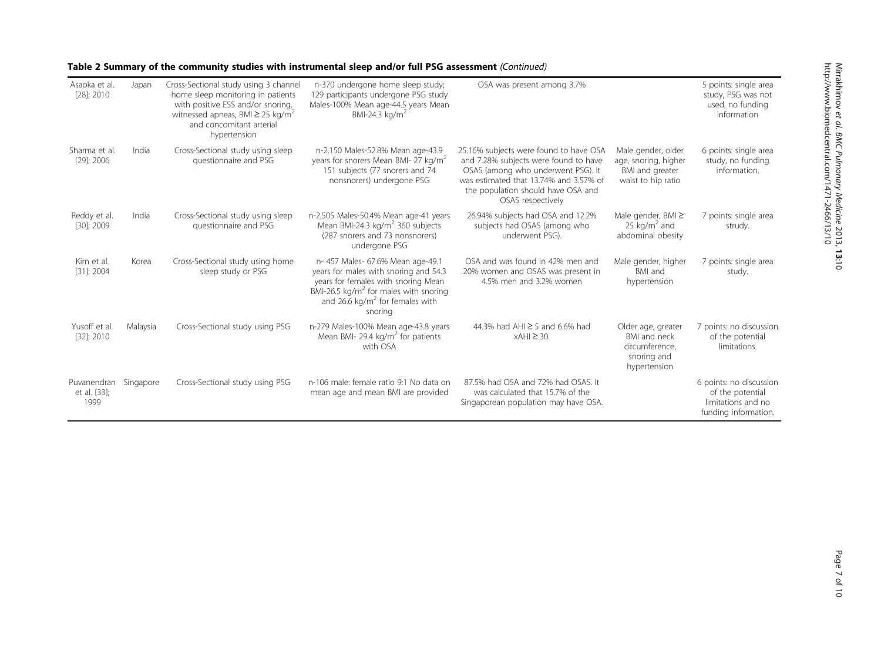**Table 2 Summary of the community studies with instrumental sleep and/or full PSG assessment** *(Continued)*

| | | | | | | |
|---|---|---|---|---|---|---|
| Asaoka et al. [28]; 2010 | Japan | Cross-Sectional study using 3 channel home sleep monitoring in patients with positive ESS and/or snoring, witnessed apneas, BMI ≥ 25 kg/m$^2$ and concomitant arterial hypertension | n-370 undergone home sleep study; 129 participants undergone PSG study Males-100% Mean age-44.5 years Mean BMI-24.3 kg/m$^2$ | OSA was present among 3.7% | | 5 points: single area study, PSG was not used, no funding information |
| Sharma et al. [29]; 2006 | India | Cross-Sectional study using sleep questionnaire and PSG | n-2,150 Males-52.8% Mean age-43.9 years for snorers Mean BMI- 27 kg/m$^2$ 151 subjects (77 snorers and 74 nonsnorers) undergone PSG | 25.16% subjects were found to have OSA and 7.28% subjects were found to have OSAS (among who underwent PSG). It was estimated that 13.74% and 3.57% of the population should have OSA and OSAS respectively | Male gender, older age, snoring, higher BMI and greater waist to hip ratio | 6 points: single area study, no funding information. |
| Reddy et al. [30]; 2009 | India | Cross-Sectional study using sleep questionnaire and PSG | n-2,505 Males-50.4% Mean age-41 years Mean BMI-24.3 kg/m$^2$ 360 subjects (287 snorers and 73 nonsnorers) undergone PSG | 26.94% subjects had OSA and 12.2% subjects had OSAS (among who underwent PSG). | Male gender, BMI ≥ 25 kg/m$^2$ and abdominal obesity | 7 points: single area strudy. |
| Kim et al. [31]; 2004 | Korea | Cross-Sectional study using home sleep study or PSG | n- 457 Males- 67.6% Mean age-49.1 years for males with snoring and 54.3 years for females with snoring Mean BMI-26.5 kg/m$^2$ for males with snoring and 26.6 kg/m$^2$ for females with snoring | OSA and was found in 42% men and 20% women and OSAS was present in 4.5% men and 3.2% women | Male gender, higher BMI and hypertension | 7 points: single area study. |
| Yusoff et al. [32]; 2010 | Malaysia | Cross-Sectional study using PSG | n-279 Males-100% Mean age-43.8 years Mean BMI- 29.4 kg/m$^2$ for patients with OSA | 44.3% had AHI ≥ 5 and 6.6% had xAHI ≥ 30. | Older age, greater BMI and neck circumference, snoring and hypertension | 7 points: no discussion of the potential limitations. |
| Puvanendran et al. [33]; 1999 | Singapore | Cross-Sectional study using PSG | n-106 male: female ratio 9:1 No data on mean age and mean BMI are provided | 87.5% had OSA and 72% had OSAS. It was calculated that 15.7% of the Singaporean population may have OSA. | | 6 points: no discussion of the potential limitations and no funding information. |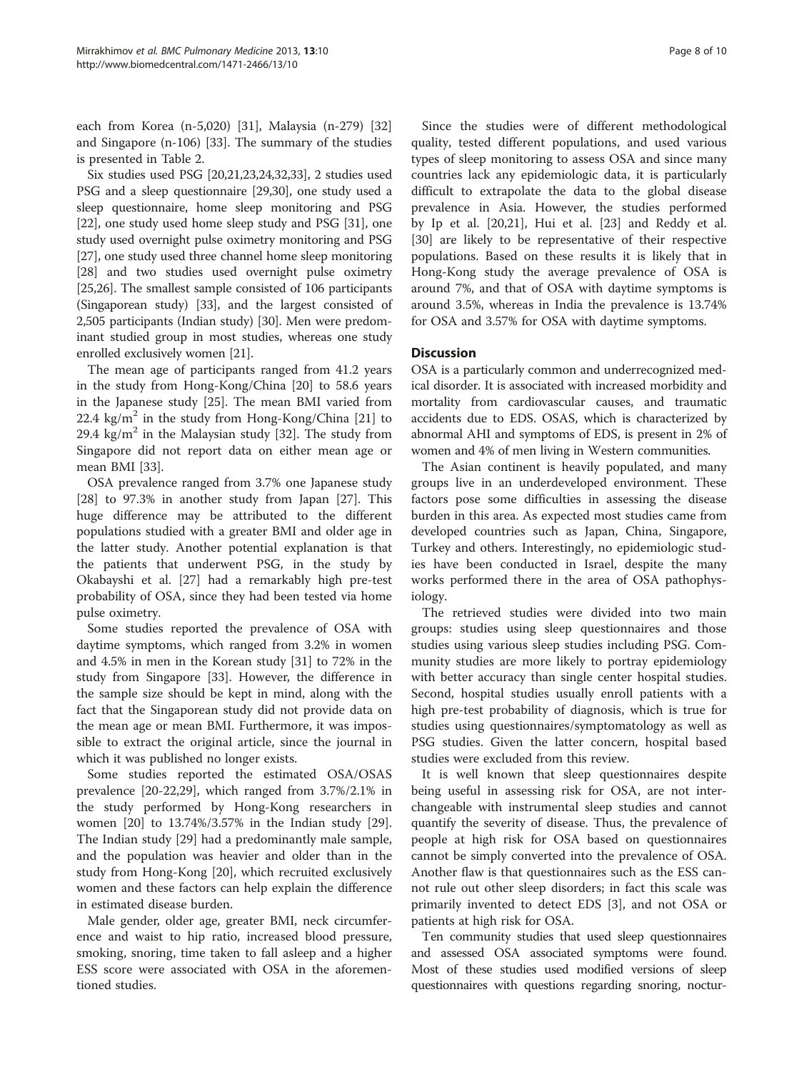each from Korea (n-5,020) [31], Malaysia (n-279) [32] and Singapore (n-106) [33]. The summary of the studies is presented in Table 2.

Six studies used PSG [20,21,23,24,32,33], 2 studies used PSG and a sleep questionnaire [29,30], one study used a sleep questionnaire, home sleep monitoring and PSG [22], one study used home sleep study and PSG [31], one study used overnight pulse oximetry monitoring and PSG [27], one study used three channel home sleep monitoring [28] and two studies used overnight pulse oximetry [25,26]. The smallest sample consisted of 106 participants (Singaporean study) [33], and the largest consisted of 2,505 participants (Indian study) [30]. Men were predominant studied group in most studies, whereas one study enrolled exclusively women [21].

The mean age of participants ranged from 41.2 years in the study from Hong-Kong/China [20] to 58.6 years in the Japanese study [25]. The mean BMI varied from 22.4 $kg/m^2$ in the study from Hong-Kong/China [21] to 29.4 $kg/m^2$ in the Malaysian study [32]. The study from Singapore did not report data on either mean age or mean BMI [33].

OSA prevalence ranged from 3.7% one Japanese study [28] to 97.3% in another study from Japan [27]. This huge difference may be attributed to the different populations studied with a greater BMI and older age in the latter study. Another potential explanation is that the patients that underwent PSG, in the study by Okabayshi et al. [27] had a remarkably high pre-test probability of OSA, since they had been tested via home pulse oximetry.

Some studies reported the prevalence of OSA with daytime symptoms, which ranged from 3.2% in women and 4.5% in men in the Korean study [31] to 72% in the study from Singapore [33]. However, the difference in the sample size should be kept in mind, along with the fact that the Singaporean study did not provide data on the mean age or mean BMI. Furthermore, it was impossible to extract the original article, since the journal in which it was published no longer exists.

Some studies reported the estimated OSA/OSAS prevalence [20-22,29], which ranged from 3.7%/2.1% in the study performed by Hong-Kong researchers in women [20] to 13.74%/3.57% in the Indian study [29]. The Indian study [29] had a predominantly male sample, and the population was heavier and older than in the study from Hong-Kong [20], which recruited exclusively women and these factors can help explain the difference in estimated disease burden.

Male gender, older age, greater BMI, neck circumference and waist to hip ratio, increased blood pressure, smoking, snoring, time taken to fall asleep and a higher ESS score were associated with OSA in the aforementioned studies.

Since the studies were of different methodological quality, tested different populations, and used various types of sleep monitoring to assess OSA and since many countries lack any epidemiologic data, it is particularly difficult to extrapolate the data to the global disease prevalence in Asia. However, the studies performed by Ip et al. [20,21], Hui et al. [23] and Reddy et al. [30] are likely to be representative of their respective populations. Based on these results it is likely that in Hong-Kong study the average prevalence of OSA is around 7%, and that of OSA with daytime symptoms is around 3.5%, whereas in India the prevalence is 13.74% for OSA and 3.57% for OSA with daytime symptoms.

## Discussion

OSA is a particularly common and underrecognized medical disorder. It is associated with increased morbidity and mortality from cardiovascular causes, and traumatic accidents due to EDS. OSAS, which is characterized by abnormal AHI and symptoms of EDS, is present in 2% of women and 4% of men living in Western communities.

The Asian continent is heavily populated, and many groups live in an underdeveloped environment. These factors pose some difficulties in assessing the disease burden in this area. As expected most studies came from developed countries such as Japan, China, Singapore, Turkey and others. Interestingly, no epidemiologic studies have been conducted in Israel, despite the many works performed there in the area of OSA pathophysiology.

The retrieved studies were divided into two main groups: studies using sleep questionnaires and those studies using various sleep studies including PSG. Community studies are more likely to portray epidemiology with better accuracy than single center hospital studies. Second, hospital studies usually enroll patients with a high pre-test probability of diagnosis, which is true for studies using questionnaires/symptomatology as well as PSG studies. Given the latter concern, hospital based studies were excluded from this review.

It is well known that sleep questionnaires despite being useful in assessing risk for OSA, are not interchangeable with instrumental sleep studies and cannot quantify the severity of disease. Thus, the prevalence of people at high risk for OSA based on questionnaires cannot be simply converted into the prevalence of OSA. Another flaw is that questionnaires such as the ESS cannot rule out other sleep disorders; in fact this scale was primarily invented to detect EDS [3], and not OSA or patients at high risk for OSA.

Ten community studies that used sleep questionnaires and assessed OSA associated symptoms were found. Most of these studies used modified versions of sleep questionnaires with questions regarding snoring, noctur-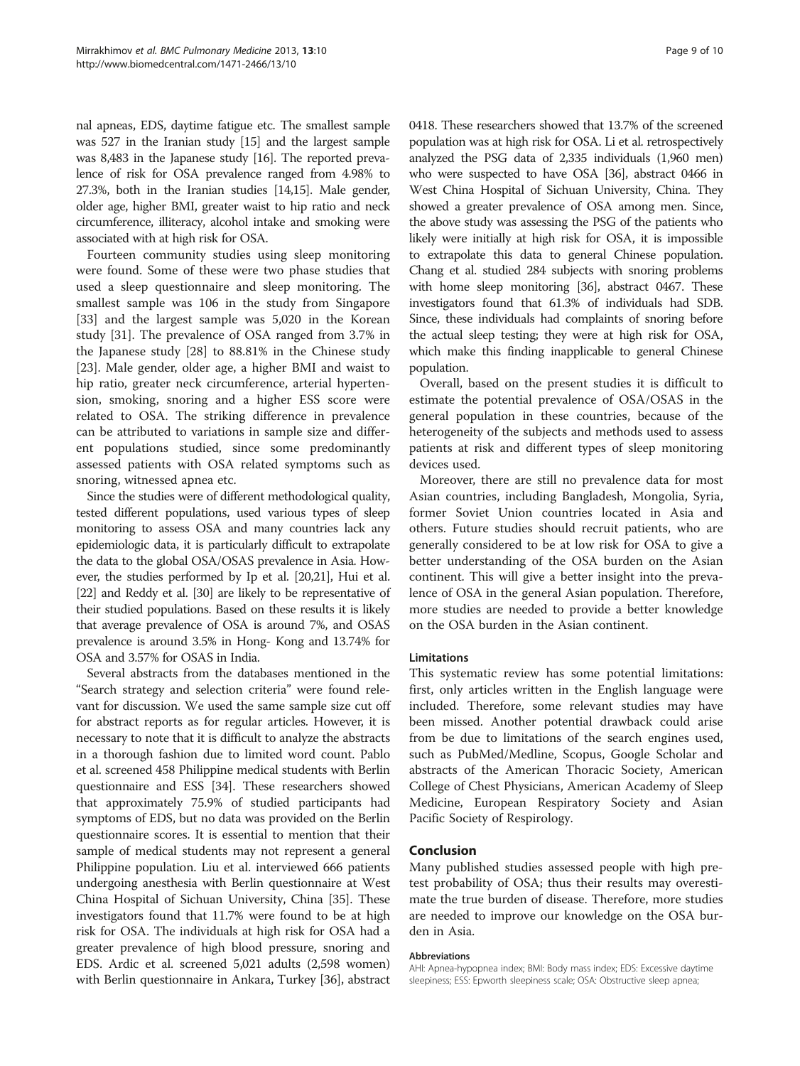nal apneas, EDS, daytime fatigue etc. The smallest sample was 527 in the Iranian study [15] and the largest sample was 8,483 in the Japanese study [16]. The reported prevalence of risk for OSA prevalence ranged from 4.98% to 27.3%, both in the Iranian studies [14,15]. Male gender, older age, higher BMI, greater waist to hip ratio and neck circumference, illiteracy, alcohol intake and smoking were associated with at high risk for OSA.

Fourteen community studies using sleep monitoring were found. Some of these were two phase studies that used a sleep questionnaire and sleep monitoring. The smallest sample was 106 in the study from Singapore [33] and the largest sample was 5,020 in the Korean study [31]. The prevalence of OSA ranged from 3.7% in the Japanese study [28] to 88.81% in the Chinese study [23]. Male gender, older age, a higher BMI and waist to hip ratio, greater neck circumference, arterial hypertension, smoking, snoring and a higher ESS score were related to OSA. The striking difference in prevalence can be attributed to variations in sample size and different populations studied, since some predominantly assessed patients with OSA related symptoms such as snoring, witnessed apnea etc.

Since the studies were of different methodological quality, tested different populations, used various types of sleep monitoring to assess OSA and many countries lack any epidemiologic data, it is particularly difficult to extrapolate the data to the global OSA/OSAS prevalence in Asia. However, the studies performed by Ip et al. [20,21], Hui et al. [22] and Reddy et al. [30] are likely to be representative of their studied populations. Based on these results it is likely that average prevalence of OSA is around 7%, and OSAS prevalence is around 3.5% in Hong- Kong and 13.74% for OSA and 3.57% for OSAS in India.

Several abstracts from the databases mentioned in the "Search strategy and selection criteria" were found relevant for discussion. We used the same sample size cut off for abstract reports as for regular articles. However, it is necessary to note that it is difficult to analyze the abstracts in a thorough fashion due to limited word count. Pablo et al. screened 458 Philippine medical students with Berlin questionnaire and ESS [34]. These researchers showed that approximately 75.9% of studied participants had symptoms of EDS, but no data was provided on the Berlin questionnaire scores. It is essential to mention that their sample of medical students may not represent a general Philippine population. Liu et al. interviewed 666 patients undergoing anesthesia with Berlin questionnaire at West China Hospital of Sichuan University, China [35]. These investigators found that 11.7% were found to be at high risk for OSA. The individuals at high risk for OSA had a greater prevalence of high blood pressure, snoring and EDS. Ardic et al. screened 5,021 adults (2,598 women) with Berlin questionnaire in Ankara, Turkey [36], abstract 0418. These researchers showed that 13.7% of the screened population was at high risk for OSA. Li et al. retrospectively analyzed the PSG data of 2,335 individuals (1,960 men) who were suspected to have OSA [36], abstract 0466 in West China Hospital of Sichuan University, China. They showed a greater prevalence of OSA among men. Since, the above study was assessing the PSG of the patients who likely were initially at high risk for OSA, it is impossible to extrapolate this data to general Chinese population. Chang et al. studied 284 subjects with snoring problems with home sleep monitoring [36], abstract 0467. These investigators found that 61.3% of individuals had SDB. Since, these individuals had complaints of snoring before the actual sleep testing; they were at high risk for OSA, which make this finding inapplicable to general Chinese population.

Overall, based on the present studies it is difficult to estimate the potential prevalence of OSA/OSAS in the general population in these countries, because of the heterogeneity of the subjects and methods used to assess patients at risk and different types of sleep monitoring devices used.

Moreover, there are still no prevalence data for most Asian countries, including Bangladesh, Mongolia, Syria, former Soviet Union countries located in Asia and others. Future studies should recruit patients, who are generally considered to be at low risk for OSA to give a better understanding of the OSA burden on the Asian continent. This will give a better insight into the prevalence of OSA in the general Asian population. Therefore, more studies are needed to provide a better knowledge on the OSA burden in the Asian continent.

### Limitations

This systematic review has some potential limitations: first, only articles written in the English language were included. Therefore, some relevant studies may have been missed. Another potential drawback could arise from be due to limitations of the search engines used, such as PubMed/Medline, Scopus, Google Scholar and abstracts of the American Thoracic Society, American College of Chest Physicians, American Academy of Sleep Medicine, European Respiratory Society and Asian Pacific Society of Respirology.

## Conclusion

Many published studies assessed people with high pretest probability of OSA; thus their results may overestimate the true burden of disease. Therefore, more studies are needed to improve our knowledge on the OSA burden in Asia.

#### Abbreviations

AHI: Apnea-hypopnea index; BMI: Body mass index; EDS: Excessive daytime sleepiness; ESS: Epworth sleepiness scale; OSA: Obstructive sleep apnea;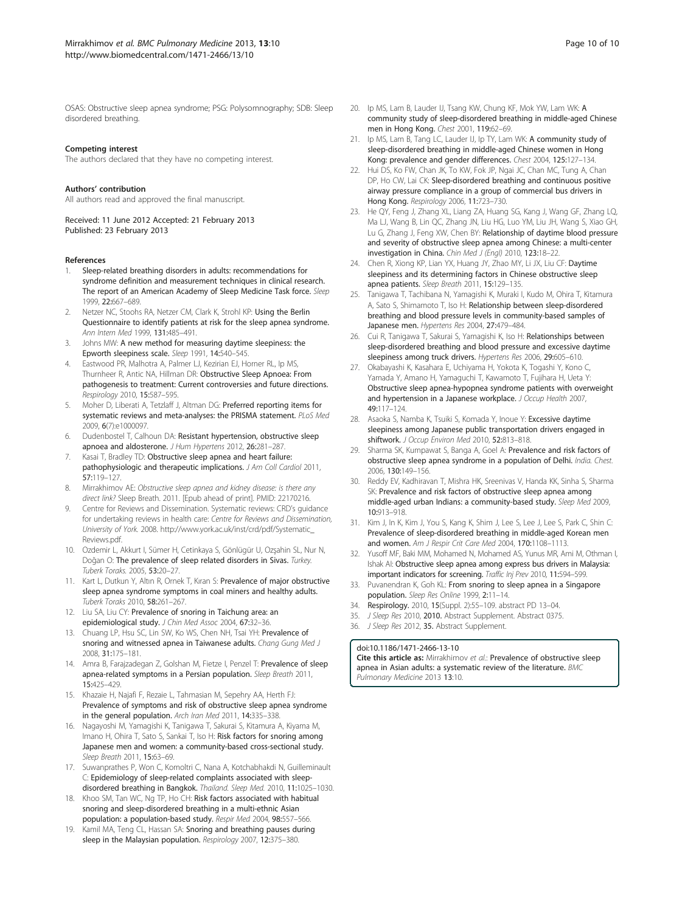OSAS: Obstructive sleep apnea syndrome; PSG: Polysomnography; SDB: Sleep disordered breathing.

#### Competing interest

The authors declared that they have no competing interest.

#### Authors' contribution

All authors read and approved the final manuscript.

Received: 11 June 2012 Accepted: 21 February 2013
Published: 23 February 2013

#### References

1. Sleep-related breathing disorders in adults: recommendations for syndrome definition and measurement techniques in clinical research. The report of an American Academy of Sleep Medicine Task force. *Sleep* 1999, **22:**667–689.
2. Netzer NC, Stoohs RA, Netzer CM, Clark K, Strohl KP: **Using the Berlin Questionnaire to identify patients at risk for the sleep apnea syndrome.** *Ann Intern Med* 1999, **131:**485–491.
3. Johns MW: **A new method for measuring daytime sleepiness: the Epworth sleepiness scale.** *Sleep* 1991, **14:**540–545.
4. Eastwood PR, Malhotra A, Palmer LJ, Kezirian EJ, Horner RL, Ip MS, Thurnheer R, Antic NA, Hillman DR: **Obstructive Sleep Apnoea: From pathogenesis to treatment: Current controversies and future directions.** *Respirology* 2010, **15:**587–595.
5. Moher D, Liberati A, Tetzlaff J, Altman DG: **Preferred reporting items for systematic reviews and meta-analyses: the PRISMA statement.** *PLoS Med* 2009, **6**(7):e1000097.
6. Dudenbostel T, Calhoun DA: **Resistant hypertension, obstructive sleep apnoea and aldosterone.** *J Hum Hypertens* 2012, **26:**281–287.
7. Kasai T, Bradley TD: **Obstructive sleep apnea and heart failure: pathophysiologic and therapeutic implications.** *J Am Coll Cardiol* 2011, **57:**119–127.
8. Mirrakhimov AE: *Obstructive sleep apnea and kidney disease: is there any direct link?* Sleep Breath. 2011. [Epub ahead of print]. PMID: 22170216.
9. Centre for Reviews and Dissemination. Systematic reviews: CRD's guidance for undertaking reviews in health care: *Centre for Reviews and Dissemination, University of York.* 2008. http://www.york.ac.uk/inst/crd/pdf/Systematic_Reviews.pdf.
10. Ozdemir L, Akkurt I, Sümer H, Cetinkaya S, Gönlügür U, Ozşahin SL, Nur N, Doğan O: **The prevalence of sleep related disorders in Sivas.** *Turkey. Tuberk Toraks.* 2005, **53:**20–27.
11. Kart L, Dutkun Y, Altın R, Ornek T, Kıran S: **Prevalence of major obstructive sleep apnea syndrome symptoms in coal miners and healthy adults.** *Tuberk Toraks* 2010, **58:**261–267.
12. Liu SA, Liu CY: **Prevalence of snoring in Taichung area: an epidemiological study.** *J Chin Med Assoc* 2004, **67:**32–36.
13. Chuang LP, Hsu SC, Lin SW, Ko WS, Chen NH, Tsai YH: **Prevalence of snoring and witnessed apnea in Taiwanese adults.** *Chang Gung Med J* 2008, **31:**175–181.
14. Amra B, Farajzadegan Z, Golshan M, Fietze I, Penzel T: **Prevalence of sleep apnea-related symptoms in a Persian population.** *Sleep Breath* 2011, **15:**425–429.
15. Khazaie H, Najafi F, Rezaie L, Tahmasian M, Sepehry AA, Herth FJ: **Prevalence of symptoms and risk of obstructive sleep apnea syndrome in the general population.** *Arch Iran Med* 2011, **14:**335–338.
16. Nagayoshi M, Yamagishi K, Tanigawa T, Sakurai S, Kitamura A, Kiyama M, Imano H, Ohira T, Sato S, Sankai T, Iso H: **Risk factors for snoring among Japanese men and women: a community-based cross-sectional study.** *Sleep Breath* 2011, **15:**63–69.
17. Suwanprathes P, Won C, Komoltri C, Nana A, Kotchabhakdi N, Guilleminault C: **Epidemiology of sleep-related complaints associated with sleep-disordered breathing in Bangkok.** *Thailand. Sleep Med.* 2010, **11:**1025–1030.
18. Khoo SM, Tan WC, Ng TP, Ho CH: **Risk factors associated with habitual snoring and sleep-disordered breathing in a multi-ethnic Asian population: a population-based study.** *Respir Med* 2004, **98:**557–566.
19. Kamil MA, Teng CL, Hassan SA: **Snoring and breathing pauses during sleep in the Malaysian population.** *Respirology* 2007, **12:**375–380.
20. Ip MS, Lam B, Lauder IJ, Tsang KW, Chung KF, Mok YW, Lam WK: **A community study of sleep-disordered breathing in middle-aged Chinese men in Hong Kong.** *Chest* 2001, **119:**62–69.
21. Ip MS, Lam B, Tang LC, Lauder IJ, Ip TY, Lam WK: **A community study of sleep-disordered breathing in middle-aged Chinese women in Hong Kong: prevalence and gender differences.** *Chest* 2004, **125:**127–134.
22. Hui DS, Ko FW, Chan JK, To KW, Fok JP, Ngai JC, Chan MC, Tung A, Chan DP, Ho CW, Lai CK: **Sleep-disordered breathing and continuous positive airway pressure compliance in a group of commercial bus drivers in Hong Kong.** *Respirology* 2006, **11:**723–730.
23. He QY, Feng J, Zhang XL, Liang ZA, Huang SG, Kang J, Wang GF, Zhang LQ, Ma LJ, Wang B, Lin QC, Zhang JN, Liu HG, Luo YM, Liu JH, Wang S, Xiao GH, Lu G, Zhang J, Feng XW, Chen BY: **Relationship of daytime blood pressure and severity of obstructive sleep apnea among Chinese: a multi-center investigation in China.** *Chin Med J (Engl)* 2010, **123:**18–22.
24. Chen R, Xiong KP, Lian YX, Huang JY, Zhao MY, Li JX, Liu CF: **Daytime sleepiness and its determining factors in Chinese obstructive sleep apnea patients.** *Sleep Breath* 2011, **15:**129–135.
25. Tanigawa T, Tachibana N, Yamagishi K, Muraki I, Kudo M, Ohira T, Kitamura A, Sato S, Shimamoto T, Iso H: **Relationship between sleep-disordered breathing and blood pressure levels in community-based samples of Japanese men.** *Hypertens Res* 2004, **27:**479–484.
26. Cui R, Tanigawa T, Sakurai S, Yamagishi K, Iso H: **Relationships between sleep-disordered breathing and blood pressure and excessive daytime sleepiness among truck drivers.** *Hypertens Res* 2006, **29:**605–610.
27. Okabayashi K, Kasahara E, Uchiyama H, Yokota K, Togashi Y, Kono C, Yamada Y, Amano H, Yamaguchi T, Kawamoto T, Fujihara H, Ueta Y: **Obstructive sleep apnea-hypopnea syndrome patients with overweight and hypertension in a Japanese workplace.** *J Occup Health* 2007, **49:**117–124.
28. Asaoka S, Namba K, Tsuiki S, Komada Y, Inoue Y: **Excessive daytime sleepiness among Japanese public transportation drivers engaged in shiftwork.** *J Occup Environ Med* 2010, **52:**813–818.
29. Sharma SK, Kumpawat S, Banga A, Goel A: **Prevalence and risk factors of obstructive sleep apnea syndrome in a population of Delhi.** *India. Chest.* 2006, **130:**149–156.
30. Reddy EV, Kadhiravan T, Mishra HK, Sreenivas V, Handa KK, Sinha S, Sharma SK: **Prevalence and risk factors of obstructive sleep apnea among middle-aged urban Indians: a community-based study.** *Sleep Med* 2009, **10:**913–918.
31. Kim J, In K, Kim J, You S, Kang K, Shim J, Lee S, Lee J, Lee S, Park C, Shin C: **Prevalence of sleep-disordered breathing in middle-aged Korean men and women.** *Am J Respir Crit Care Med* 2004, **170:**1108–1113.
32. Yusoff MF, Baki MM, Mohamed N, Mohamed AS, Yunus MR, Ami M, Othman I, Ishak AI: **Obstructive sleep apnea among express bus drivers in Malaysia: important indicators for screening.** *Traffic Inj Prev* 2010, **11:**594–599.
33. Puvanendran K, Goh KL: **From snoring to sleep apnea in a Singapore population.** *Sleep Res Online* 1999, **2:**11–14.
34. **Respirology.** 2010, **15**(Suppl. 2):55–109. abstract PD 13–04.
35. *J Sleep Res* 2010, **2010.** Abstract Supplement. Abstract 0375.
36. *J Sleep Res* 2012, **35.** Abstract Supplement.

doi:10.1186/1471-2466-13-10
**Cite this article as:** Mirrakhimov *et al.*: Prevalence of obstructive sleep apnea in Asian adults: a systematic review of the literature. *BMC Pulmonary Medicine* 2013 **13**:10.